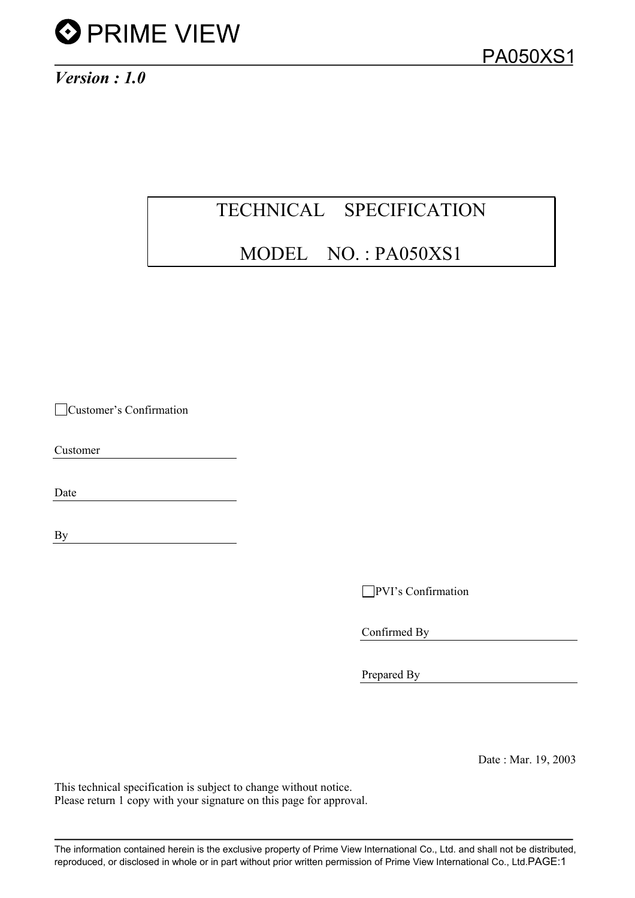*Version : 1.0*

# TECHNICAL SPECIFICATION

# MODEL NO. : PA050XS1

☐ Customer's Confirmation

Customer \_\_\_\_\_\_\_\_\_\_\_\_\_\_\_\_\_\_\_\_

Date \_\_\_\_\_\_\_\_\_\_\_\_\_\_\_\_\_\_\_\_

By \_\_\_\_\_\_\_\_\_\_\_\_\_\_\_\_\_\_\_\_

☐ PVI's Confirmation

Confirmed By \_\_\_\_\_\_\_\_\_\_\_\_\_\_\_\_\_\_\_\_

Prepared By \_\_\_\_\_\_\_\_\_\_\_\_\_\_\_\_\_\_\_\_

Date : Mar. 19, 2003

This technical specification is subject to change without notice.
Please return 1 copy with your signature on this page for approval.

The information contained herein is the exclusive property of Prime View International Co., Ltd. and shall not be distributed, reproduced, or disclosed in whole or in part without prior written permission of Prime View International Co., Ltd.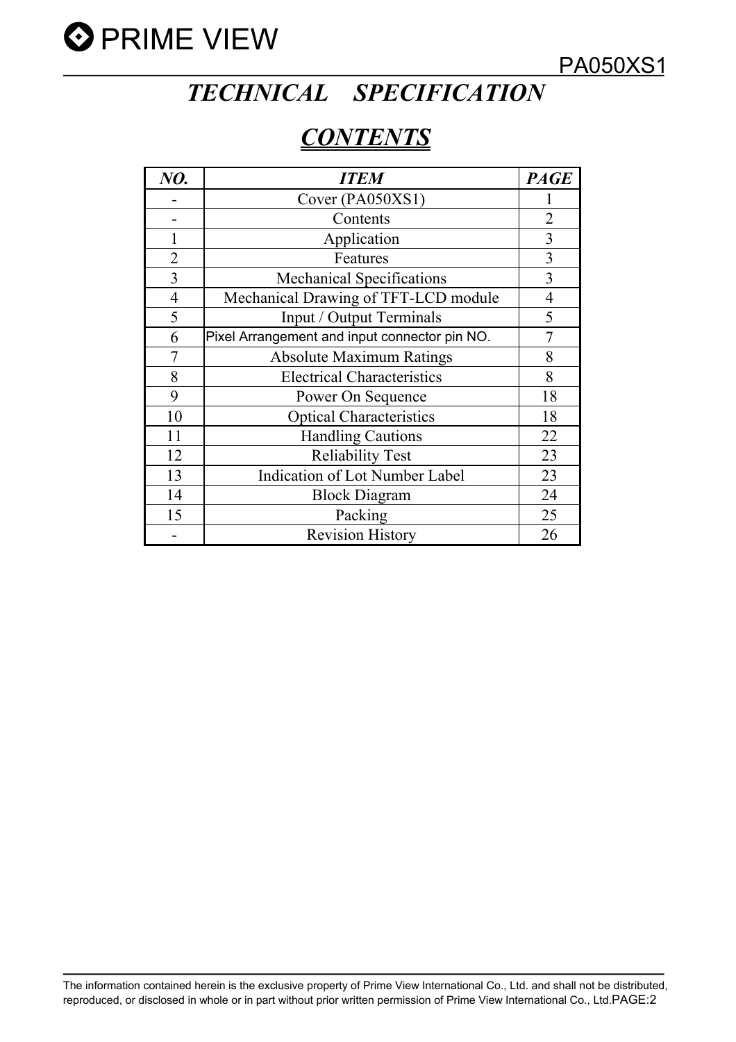# TECHNICAL SPECIFICATION

## CONTENTS

| NO. | ITEM | PAGE |
|---|---|---|
| - | Cover (PA050XS1) | 1 |
| - | Contents | 2 |
| 1 | Application | 3 |
| 2 | Features | 3 |
| 3 | Mechanical Specifications | 3 |
| 4 | Mechanical Drawing of TFT-LCD module | 4 |
| 5 | Input / Output Terminals | 5 |
| 6 | Pixel Arrangement and input connector pin NO. | 7 |
| 7 | Absolute Maximum Ratings | 8 |
| 8 | Electrical Characteristics | 8 |
| 9 | Power On Sequence | 18 |
| 10 | Optical Characteristics | 18 |
| 11 | Handling Cautions | 22 |
| 12 | Reliability Test | 23 |
| 13 | Indication of Lot Number Label | 23 |
| 14 | Block Diagram | 24 |
| 15 | Packing | 25 |
| - | Revision History | 26 |

The information contained herein is the exclusive property of Prime View International Co., Ltd. and shall not be distributed, reproduced, or disclosed in whole or in part without prior written permission of Prime View International Co., Ltd.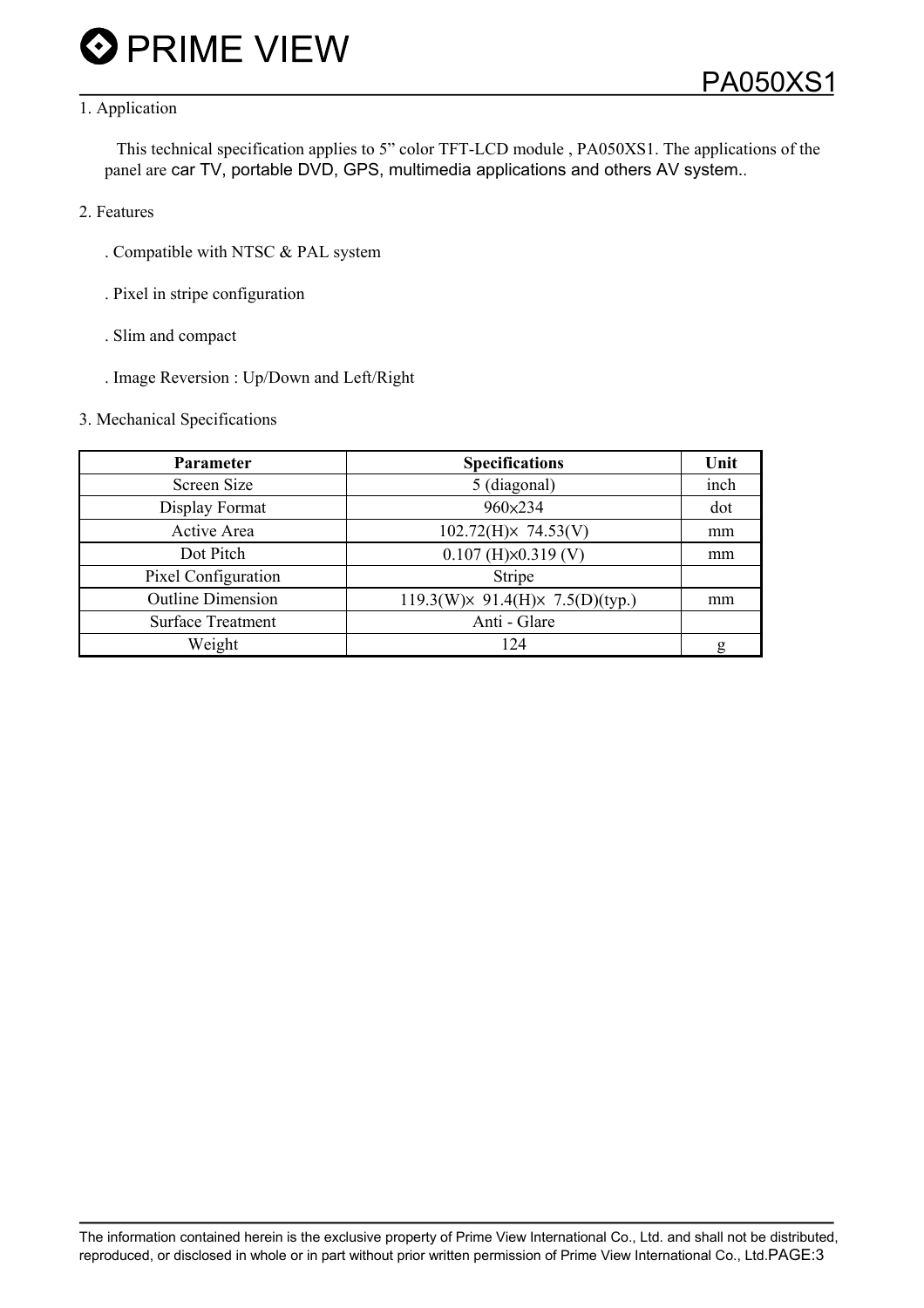## 1. Application

This technical specification applies to 5" color TFT-LCD module , PA050XS1. The applications of the panel are car TV, portable DVD, GPS, multimedia applications and others AV system..

## 2. Features

. Compatible with NTSC & PAL system

. Pixel in stripe configuration

. Slim and compact

. Image Reversion : Up/Down and Left/Right

## 3. Mechanical Specifications

| Parameter | Specifications | Unit |
|---|---|---|
| Screen Size | 5 (diagonal) | inch |
| Display Format | 960×234 | dot |
| Active Area | 102.72(H)× 74.53(V) | mm |
| Dot Pitch | 0.107 (H)×0.319 (V) | mm |
| Pixel Configuration | Stripe | |
| Outline Dimension | 119.3(W)× 91.4(H)× 7.5(D)(typ.) | mm |
| Surface Treatment | Anti - Glare | |
| Weight | 124 | g |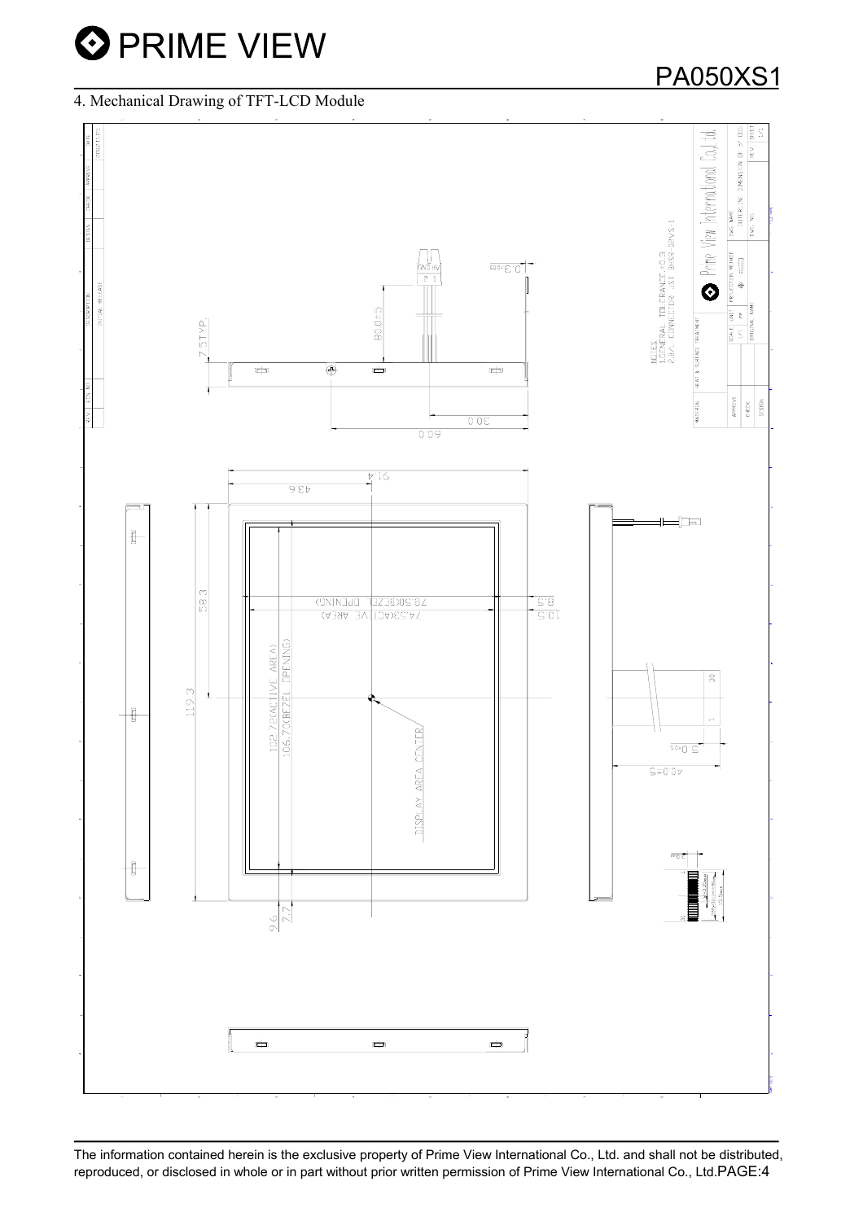## 4. Mechanical Drawing of TFT-LCD Module

NOTES:
1. GENERAL TOLERANCE: ±0.3
2. B/L CONNECTOR: JST BHSR-02VS-1

Prime View International Co., Ltd.

| MATERIAL | HEAT & SURFACE TREATMENT | | | |
|---|---|---|---|---|
| APPROVE | SCALE | UNIT | PROJECTION METHOD | DWG NAME: OUTLINE DIMENSION OF 5" CCE |
| CHECK | | mm | | DWG NO. |
| DESIGN | ORIGINAL NAME | | | REV / SHEET 1/1 |

| REV | ECN NO | DESCRIPTION | DESIGN | CHECK | APPROVE | DATE |
|---|---|---|---|---|---|---|
| | | INITIAL RELEASE | | | | |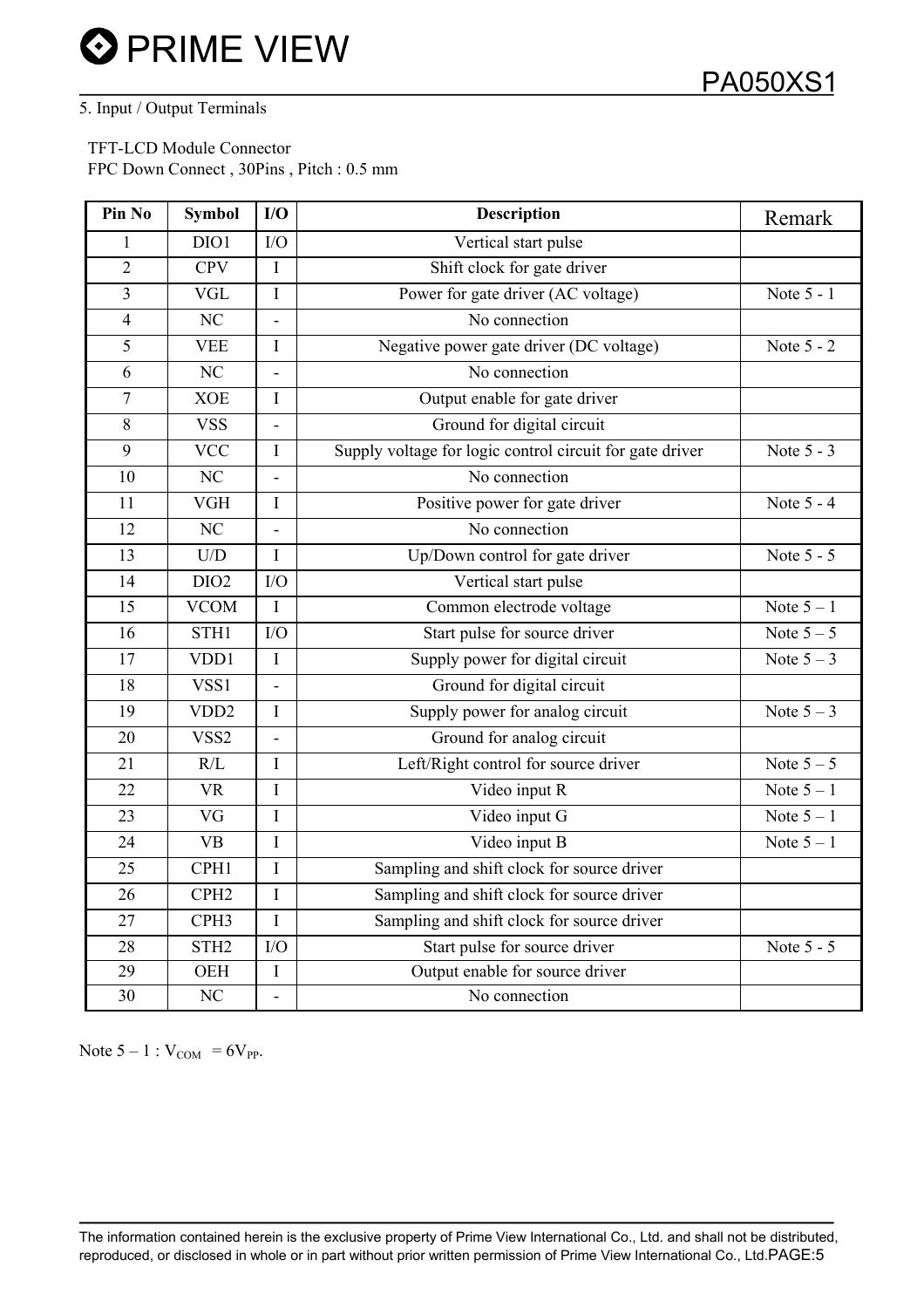## 5. Input / Output Terminals

TFT-LCD Module Connector
FPC Down Connect , 30Pins , Pitch : 0.5 mm

| Pin No | Symbol | I/O | Description | Remark |
|---|---|---|---|---|
| 1 | DIO1 | I/O | Vertical start pulse | |
| 2 | CPV | I | Shift clock for gate driver | |
| 3 | VGL | I | Power for gate driver (AC voltage) | Note 5 - 1 |
| 4 | NC | - | No connection | |
| 5 | VEE | I | Negative power gate driver (DC voltage) | Note 5 - 2 |
| 6 | NC | - | No connection | |
| 7 | XOE | I | Output enable for gate driver | |
| 8 | VSS | - | Ground for digital circuit | |
| 9 | VCC | I | Supply voltage for logic control circuit for gate driver | Note 5 - 3 |
| 10 | NC | - | No connection | |
| 11 | VGH | I | Positive power for gate driver | Note 5 - 4 |
| 12 | NC | - | No connection | |
| 13 | U/D | I | Up/Down control for gate driver | Note 5 - 5 |
| 14 | DIO2 | I/O | Vertical start pulse | |
| 15 | VCOM | I | Common electrode voltage | Note 5 – 1 |
| 16 | STH1 | I/O | Start pulse for source driver | Note 5 – 5 |
| 17 | VDD1 | I | Supply power for digital circuit | Note 5 – 3 |
| 18 | VSS1 | - | Ground for digital circuit | |
| 19 | VDD2 | I | Supply power for analog circuit | Note 5 – 3 |
| 20 | VSS2 | - | Ground for analog circuit | |
| 21 | R/L | I | Left/Right control for source driver | Note 5 – 5 |
| 22 | VR | I | Video input R | Note 5 – 1 |
| 23 | VG | I | Video input G | Note 5 – 1 |
| 24 | VB | I | Video input B | Note 5 – 1 |
| 25 | CPH1 | I | Sampling and shift clock for source driver | |
| 26 | CPH2 | I | Sampling and shift clock for source driver | |
| 27 | CPH3 | I | Sampling and shift clock for source driver | |
| 28 | STH2 | I/O | Start pulse for source driver | Note 5 - 5 |
| 29 | OEH | I | Output enable for source driver | |
| 30 | NC | - | No connection | |

Note 5 – 1 : $V_{COM} = 6V_{PP}$.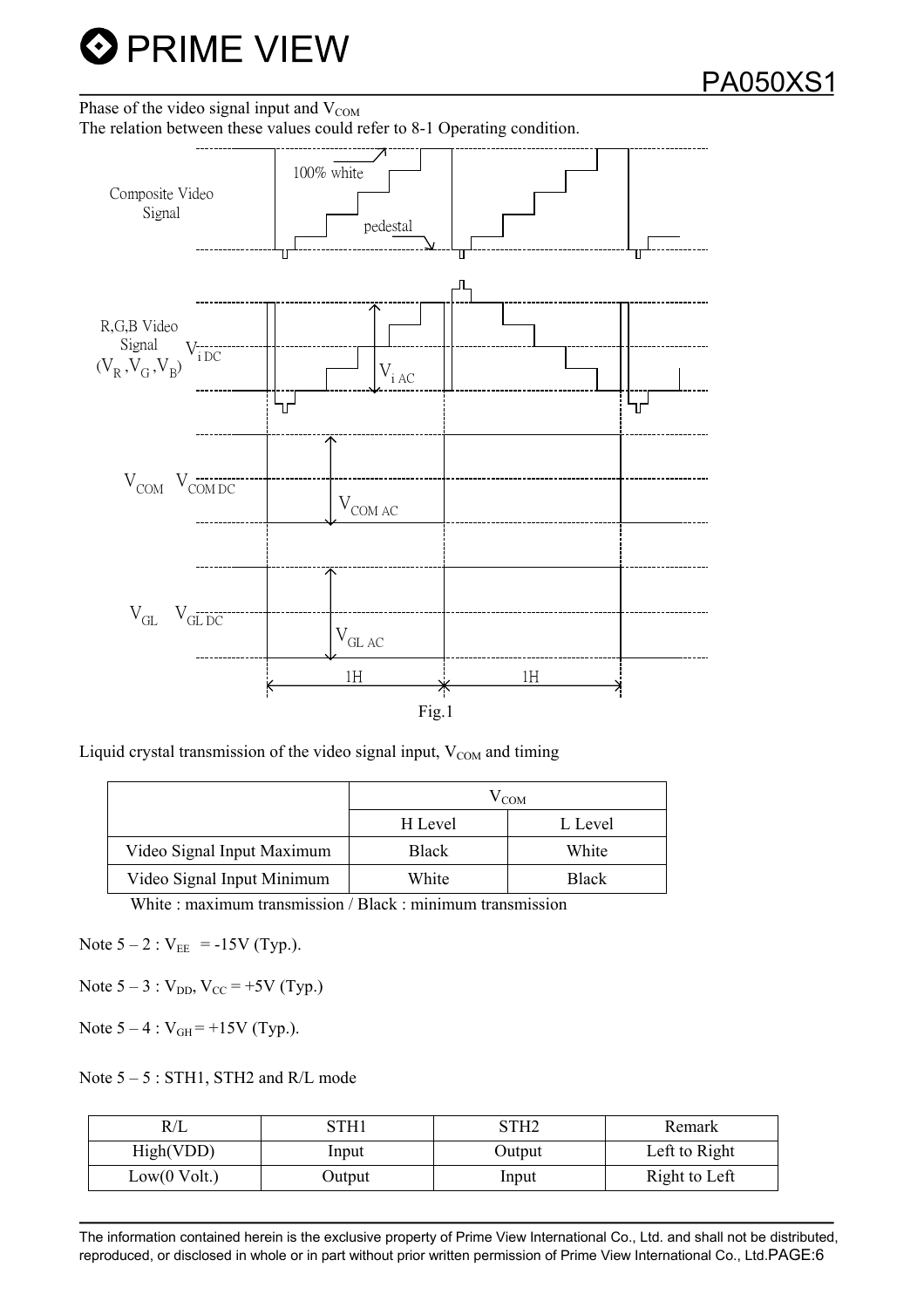Phase of the video signal input and $V_{COM}$

The relation between these values could refer to 8-1 Operating condition.

Fig.1

Liquid crystal transmission of the video signal input, $V_{COM}$ and timing

| | $V_{COM}$ | |
|---|---|---|
| | H Level | L Level |
| Video Signal Input Maximum | Black | White |
| Video Signal Input Minimum | White | Black |

White : maximum transmission / Black : minimum transmission

Note 5 – 2 : $V_{EE}$ = -15V (Typ.).

Note 5 – 3 : $V_{DD}$, $V_{CC}$ = +5V (Typ.)

Note 5 – 4 : $V_{GH}$ = +15V (Typ.).

Note 5 – 5 : STH1, STH2 and R/L mode

| R/L | STH1 | STH2 | Remark |
|---|---|---|---|
| High(VDD) | Input | Output | Left to Right |
| Low(0 Volt.) | Output | Input | Right to Left |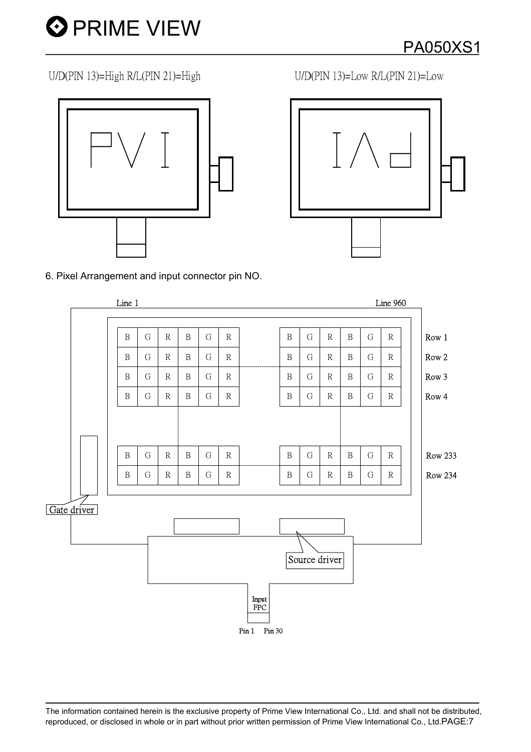U/D(PIN 13)=High R/L(PIN 21)=High

U/D(PIN 13)=Low R/L(PIN 21)=Low

6. Pixel Arrangement and input connector pin NO.

Line 1 | Line 960

| B | G | R | B | G | R | ... | B | G | R | B | G | R | |
|---|---|---|---|---|---|---|---|---|---|---|---|---|---|
| B | G | R | B | G | R | ... | B | G | R | B | G | R | Row 1 |
| B | G | R | B | G | R | ... | B | G | R | B | G | R | Row 2 |
| B | G | R | B | G | R | ... | B | G | R | B | G | R | Row 3 |
| B | G | R | B | G | R | ... | B | G | R | B | G | R | Row 4 |
| B | G | R | B | G | R | ... | B | G | R | B | G | R | Row 233 |
| B | G | R | B | G | R | ... | B | G | R | B | G | R | Row 234 |

Gate driver

Source driver

Input FPC

Pin 1 Pin 30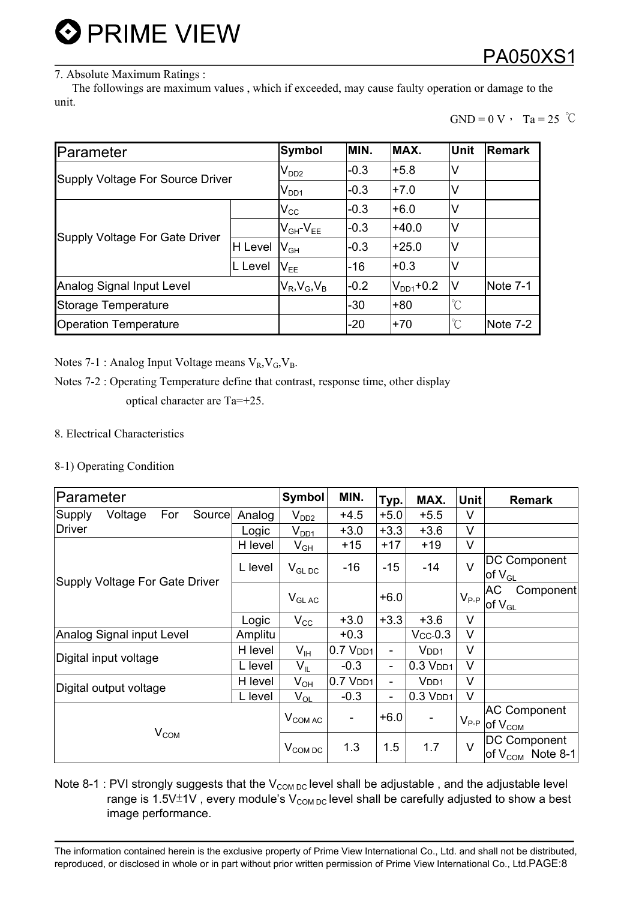## 7. Absolute Maximum Ratings :

The followings are maximum values , which if exceeded, may cause faulty operation or damage to the unit.

GND = 0 V， Ta = 25 ℃

| Parameter | | Symbol | MIN. | MAX. | Unit | Remark |
|---|---|---|---|---|---|---|
| Supply Voltage For Source Driver | | $V_{DD2}$ | -0.3 | +5.8 | V | |
| | | $V_{DD1}$ | -0.3 | +7.0 | V | |
| Supply Voltage For Gate Driver | | $V_{CC}$ | -0.3 | +6.0 | V | |
| | | $V_{GH}$-$V_{EE}$ | -0.3 | +40.0 | V | |
| | H Level | $V_{GH}$ | -0.3 | +25.0 | V | |
| | L Level | $V_{EE}$ | -16 | +0.3 | V | |
| Analog Signal Input Level | | $V_R$,$V_G$,$V_B$ | -0.2 | $V_{DD1}$+0.2 | V | Note 7-1 |
| Storage Temperature | | | -30 | +80 | ℃ | |
| Operation Temperature | | | -20 | +70 | ℃ | Note 7-2 |

Notes 7-1 : Analog Input Voltage means $V_R$,$V_G$,$V_B$.

Notes 7-2 : Operating Temperature define that contrast, response time, other display optical character are Ta=+25.

## 8. Electrical Characteristics

### 8-1) Operating Condition

| Parameter | | Symbol | MIN. | Typ. | MAX. | Unit | Remark |
|---|---|---|---|---|---|---|---|
| Supply Voltage For Source Driver | Analog | $V_{DD2}$ | +4.5 | +5.0 | +5.5 | V | |
| | Logic | $V_{DD1}$ | +3.0 | +3.3 | +3.6 | V | |
| Supply Voltage For Gate Driver | H level | $V_{GH}$ | +15 | +17 | +19 | V | |
| | L level | $V_{GL\ DC}$ | -16 | -15 | -14 | V | DC Component of $V_{GL}$ |
| | | $V_{GL\ AC}$ | | +6.0 | | $V_{P-P}$ | AC Component of $V_{GL}$ |
| | Logic | $V_{CC}$ | +3.0 | +3.3 | +3.6 | V | |
| Analog Signal input Level | Amplitu | | +0.3 | | $V_{CC}$-0.3 | V | |
| Digital input voltage | H level | $V_{IH}$ | 0.7 $V_{DD1}$ | - | $V_{DD1}$ | V | |
| | L level | $V_{IL}$ | -0.3 | - | 0.3 $V_{DD1}$ | V | |
| Digital output voltage | H level | $V_{OH}$ | 0.7 $V_{DD1}$ | - | $V_{DD1}$ | V | |
| | L level | $V_{OL}$ | -0.3 | - | 0.3 $V_{DD1}$ | V | |
| $V_{COM}$ | | $V_{COM\ AC}$ | - | +6.0 | - | $V_{P-P}$ | AC Component of $V_{COM}$ |
| | | $V_{COM\ DC}$ | 1.3 | 1.5 | 1.7 | V | DC Component of $V_{COM}$ Note 8-1 |

Note 8-1 : PVI strongly suggests that the $V_{COM\ DC}$ level shall be adjustable , and the adjustable level range is 1.5V±1V , every module's $V_{COM\ DC}$ level shall be carefully adjusted to show a best image performance.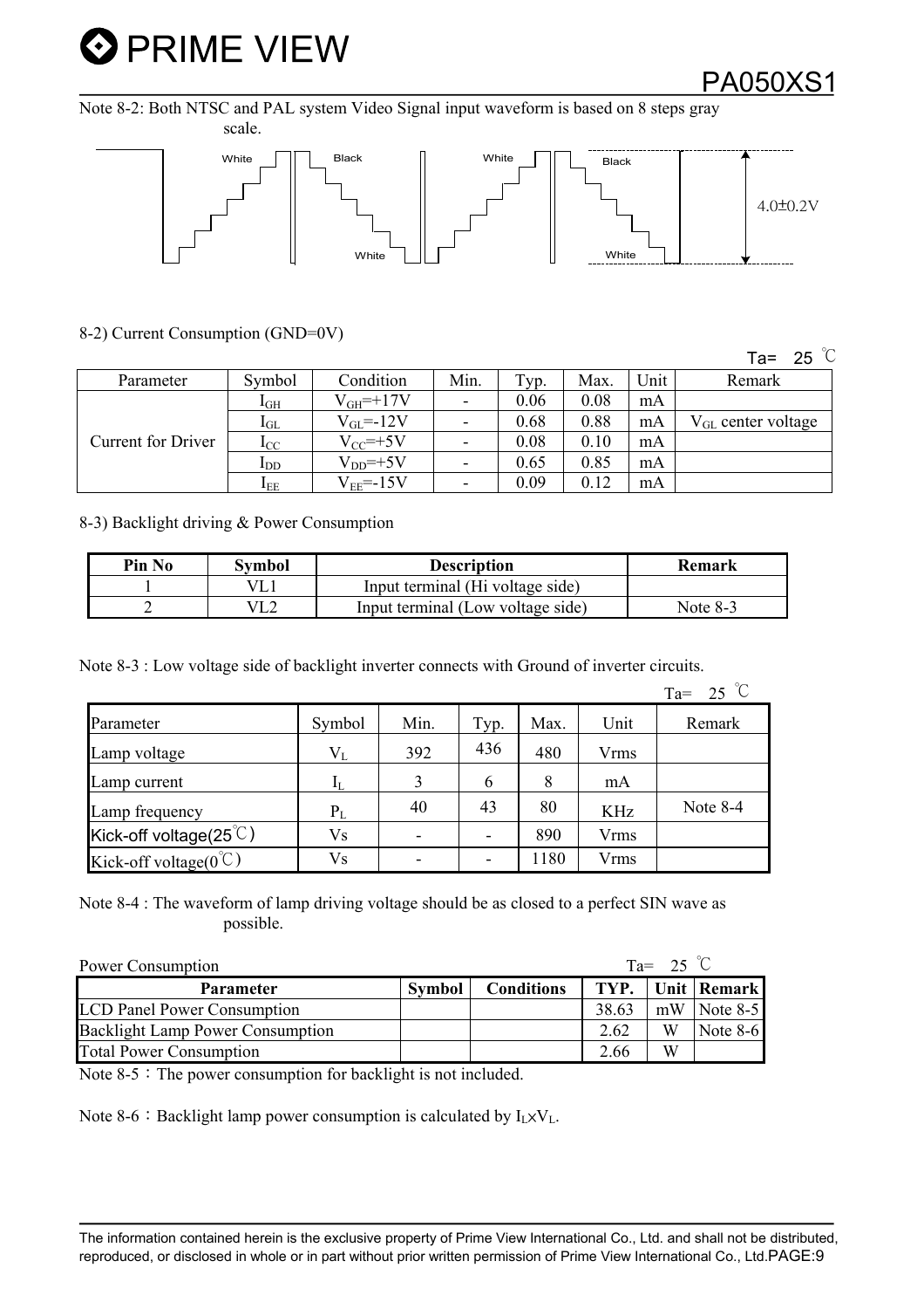Note 8-2: Both NTSC and PAL system Video Signal input waveform is based on 8 steps gray scale.

White Black White Black 4.0±0.2V White White

8-2) Current Consumption (GND=0V)

Ta= 25 ℃

| Parameter | Symbol | Condition | Min. | Typ. | Max. | Unit | Remark |
|---|---|---|---|---|---|---|---|
| Current for Driver | $I_{GH}$ | $V_{GH}$=+17V | - | 0.06 | 0.08 | mA | |
| | $I_{GL}$ | $V_{GL}$=-12V | - | 0.68 | 0.88 | mA | $V_{GL}$ center voltage |
| | $I_{CC}$ | $V_{CC}$=+5V | - | 0.08 | 0.10 | mA | |
| | $I_{DD}$ | $V_{DD}$=+5V | - | 0.65 | 0.85 | mA | |
| | $I_{EE}$ | $V_{EE}$=-15V | - | 0.09 | 0.12 | mA | |

8-3) Backlight driving & Power Consumption

| Pin No | Symbol | Description | Remark |
|---|---|---|---|
| 1 | VL1 | Input terminal (Hi voltage side) | |
| 2 | VL2 | Input terminal (Low voltage side) | Note 8-3 |

Note 8-3 : Low voltage side of backlight inverter connects with Ground of inverter circuits.

Ta= 25 ℃

| Parameter | Symbol | Min. | Typ. | Max. | Unit | Remark |
|---|---|---|---|---|---|---|
| Lamp voltage | $V_L$ | 392 | 436 | 480 | Vrms | |
| Lamp current | $I_L$ | 3 | 6 | 8 | mA | |
| Lamp frequency | $P_L$ | 40 | 43 | 80 | KHz | Note 8-4 |
| Kick-off voltage(25℃) | Vs | - | - | 890 | Vrms | |
| Kick-off voltage(0℃) | Vs | - | - | 1180 | Vrms | |

Note 8-4 : The waveform of lamp driving voltage should be as closed to a perfect SIN wave as possible.

Power Consumption Ta= 25 ℃

| Parameter | Symbol | Conditions | TYP. | Unit | Remark |
|---|---|---|---|---|---|
| LCD Panel Power Consumption | | | 38.63 | mW | Note 8-5 |
| Backlight Lamp Power Consumption | | | 2.62 | W | Note 8-6 |
| Total Power Consumption | | | 2.66 | W | |

Note 8-5：The power consumption for backlight is not included.

Note 8-6：Backlight lamp power consumption is calculated by $I_L \times V_L$.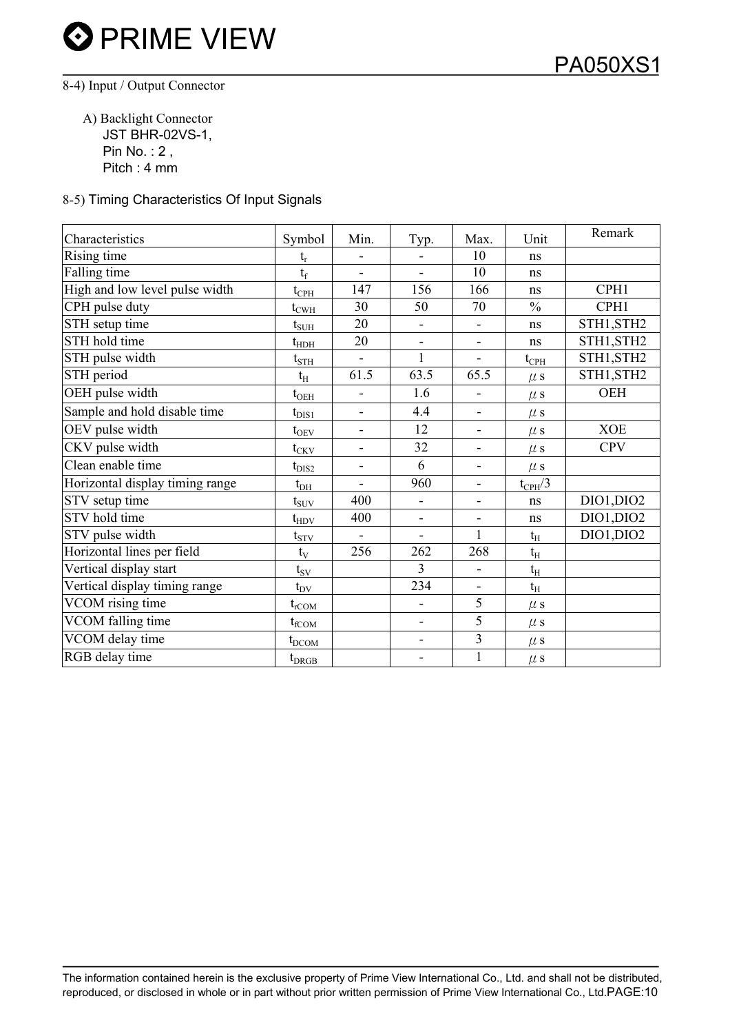8-4) Input / Output Connector

A) Backlight Connector
JST BHR-02VS-1,
Pin No. : 2 ,
Pitch : 4 mm

8-5) Timing Characteristics Of Input Signals

| Characteristics | Symbol | Min. | Typ. | Max. | Unit | Remark |
|---|---|---|---|---|---|---|
| Rising time | $t_r$ | - | - | 10 | ns | |
| Falling time | $t_f$ | - | - | 10 | ns | |
| High and low level pulse width | $t_{CPH}$ | 147 | 156 | 166 | ns | CPH1 |
| CPH pulse duty | $t_{CWH}$ | 30 | 50 | 70 | % | CPH1 |
| STH setup time | $t_{SUH}$ | 20 | - | - | ns | STH1,STH2 |
| STH hold time | $t_{HDH}$ | 20 | - | - | ns | STH1,STH2 |
| STH pulse width | $t_{STH}$ | - | 1 | - | $t_{CPH}$ | STH1,STH2 |
| STH period | $t_H$ | 61.5 | 63.5 | 65.5 | $\mu$s | STH1,STH2 |
| OEH pulse width | $t_{OEH}$ | - | 1.6 | - | $\mu$s | OEH |
| Sample and hold disable time | $t_{DIS1}$ | - | 4.4 | - | $\mu$s | |
| OEV pulse width | $t_{OEV}$ | - | 12 | - | $\mu$s | XOE |
| CKV pulse width | $t_{CKV}$ | - | 32 | - | $\mu$s | CPV |
| Clean enable time | $t_{DIS2}$ | - | 6 | - | $\mu$s | |
| Horizontal display timing range | $t_{DH}$ | - | 960 | - | $t_{CPH}/3$ | |
| STV setup time | $t_{SUV}$ | 400 | - | - | ns | DIO1,DIO2 |
| STV hold time | $t_{HDV}$ | 400 | - | - | ns | DIO1,DIO2 |
| STV pulse width | $t_{STV}$ | - | - | 1 | $t_H$ | DIO1,DIO2 |
| Horizontal lines per field | $t_V$ | 256 | 262 | 268 | $t_H$ | |
| Vertical display start | $t_{SV}$ | | 3 | - | $t_H$ | |
| Vertical display timing range | $t_{DV}$ | | 234 | - | $t_H$ | |
| VCOM rising time | $t_{rCOM}$ | | - | 5 | $\mu$s | |
| VCOM falling time | $t_{fCOM}$ | | - | 5 | $\mu$s | |
| VCOM delay time | $t_{DCOM}$ | | - | 3 | $\mu$s | |
| RGB delay time | $t_{DRGB}$ | | - | 1 | $\mu$s | |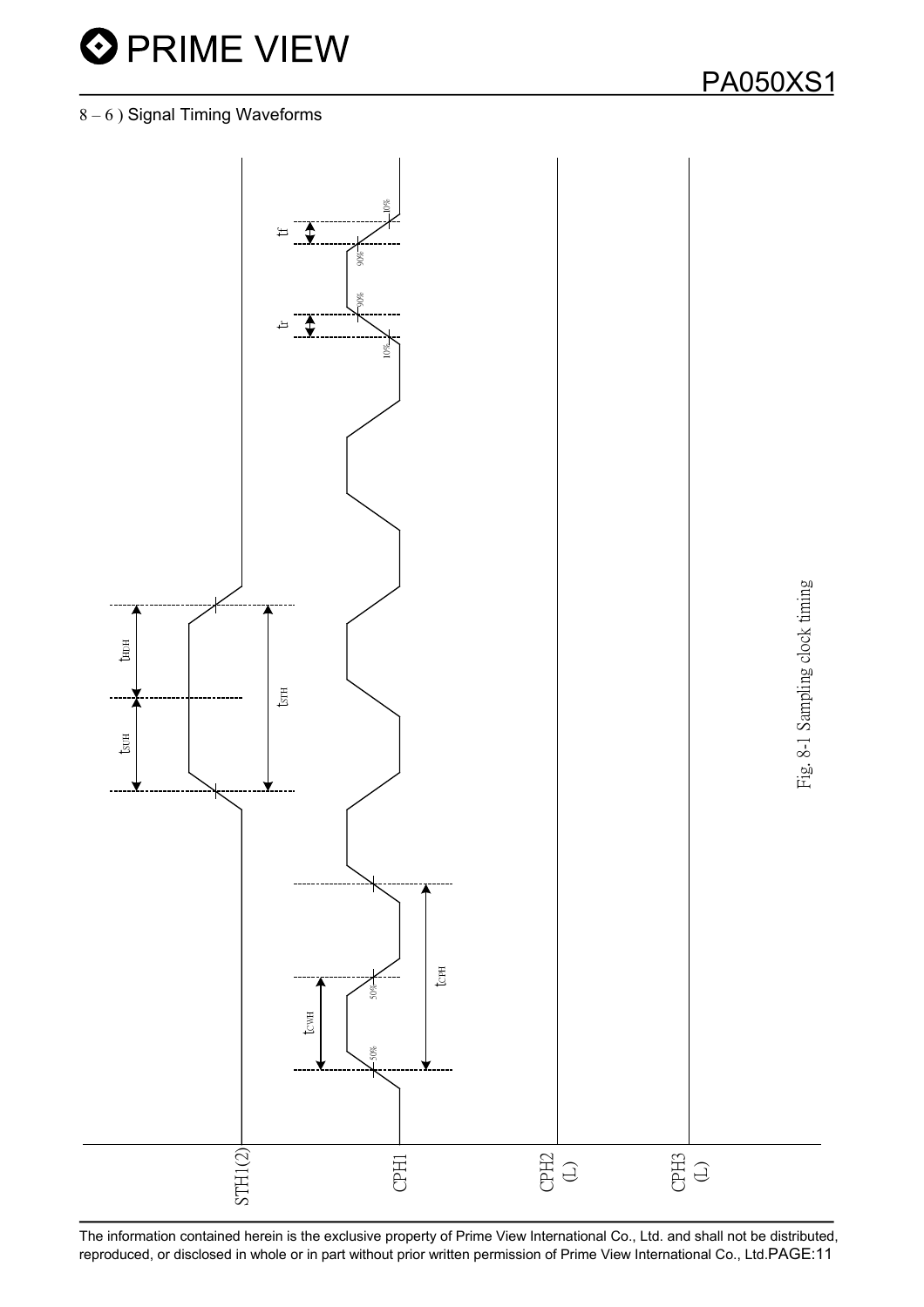## 8 – 6 ) Signal Timing Waveforms

Fig. 8-1 Sampling clock timing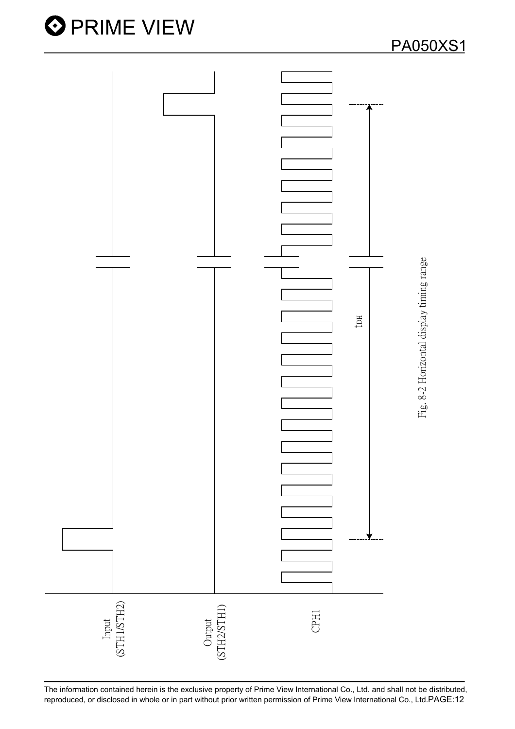Input (STH1/STH2)

Output (STH2/STH1)

CPH1

$t_{DH}$

Fig. 8-2 Horizontal display timing range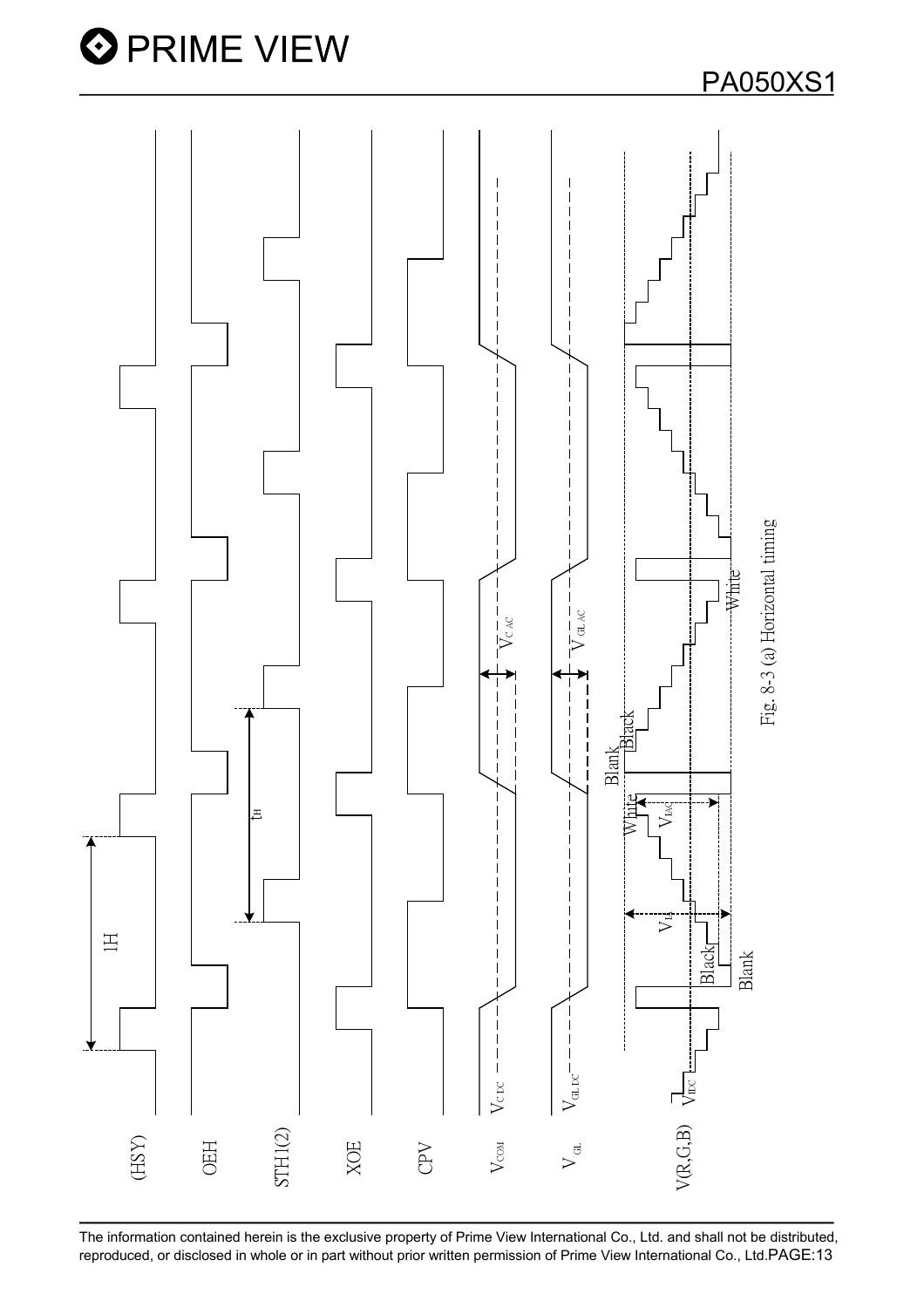Fig. 8-3 (a) Horizontal timing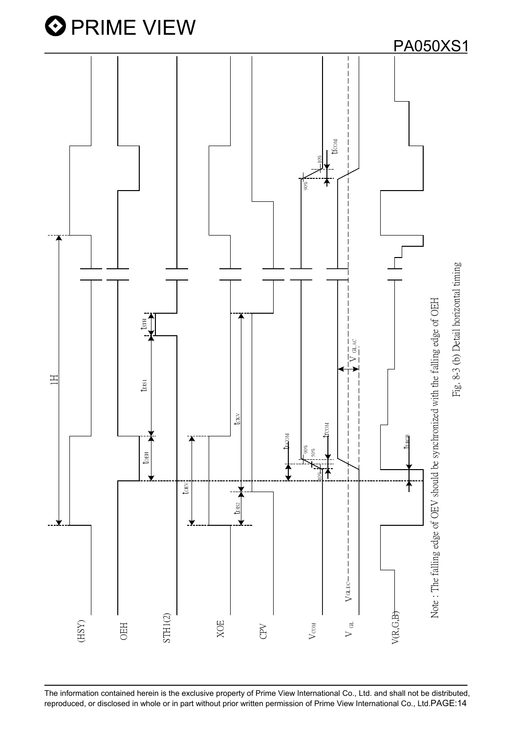(HSY)

OEH

STH1(2)

XOE

CPV

$V_{COM}$

$V_{GL}$

V(R,G,B)

1H

$t_{STH}$

$t_{DIS1}$

$t_{OEH}$

$t_{OEV}$

$t_{CKV}$

$t_{DIS2}$

$t_{DCOM}$

$t_{rCOM}$

$t_{fCOM}$

$V_{GLAC}$

$V_{GLDC}$

$t_{DRGB}$

90%

50%

10%

Note : The falling edge of OEV should be synchronized with the falling edge of OEH

Fig. 8-3 (b) Detail horizontal timing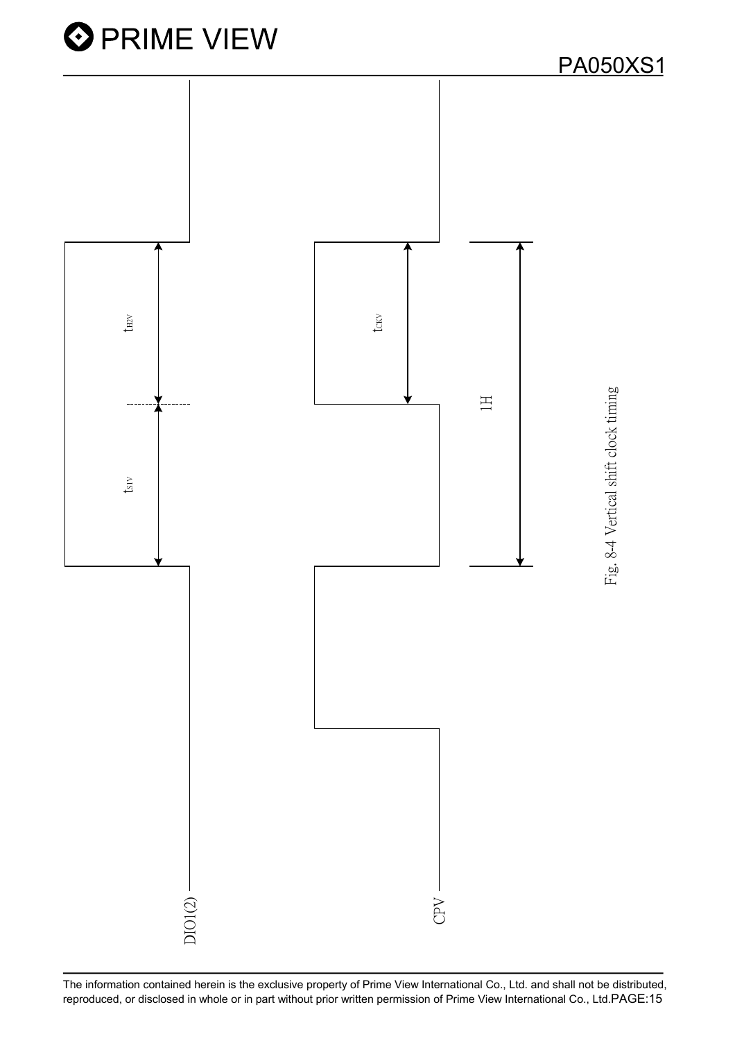DIO1(2)

CPV

$t_{H2V}$

$t_{S1V}$

$t_{CKV}$

1H

Fig. 8-4 Vertical shift clock timing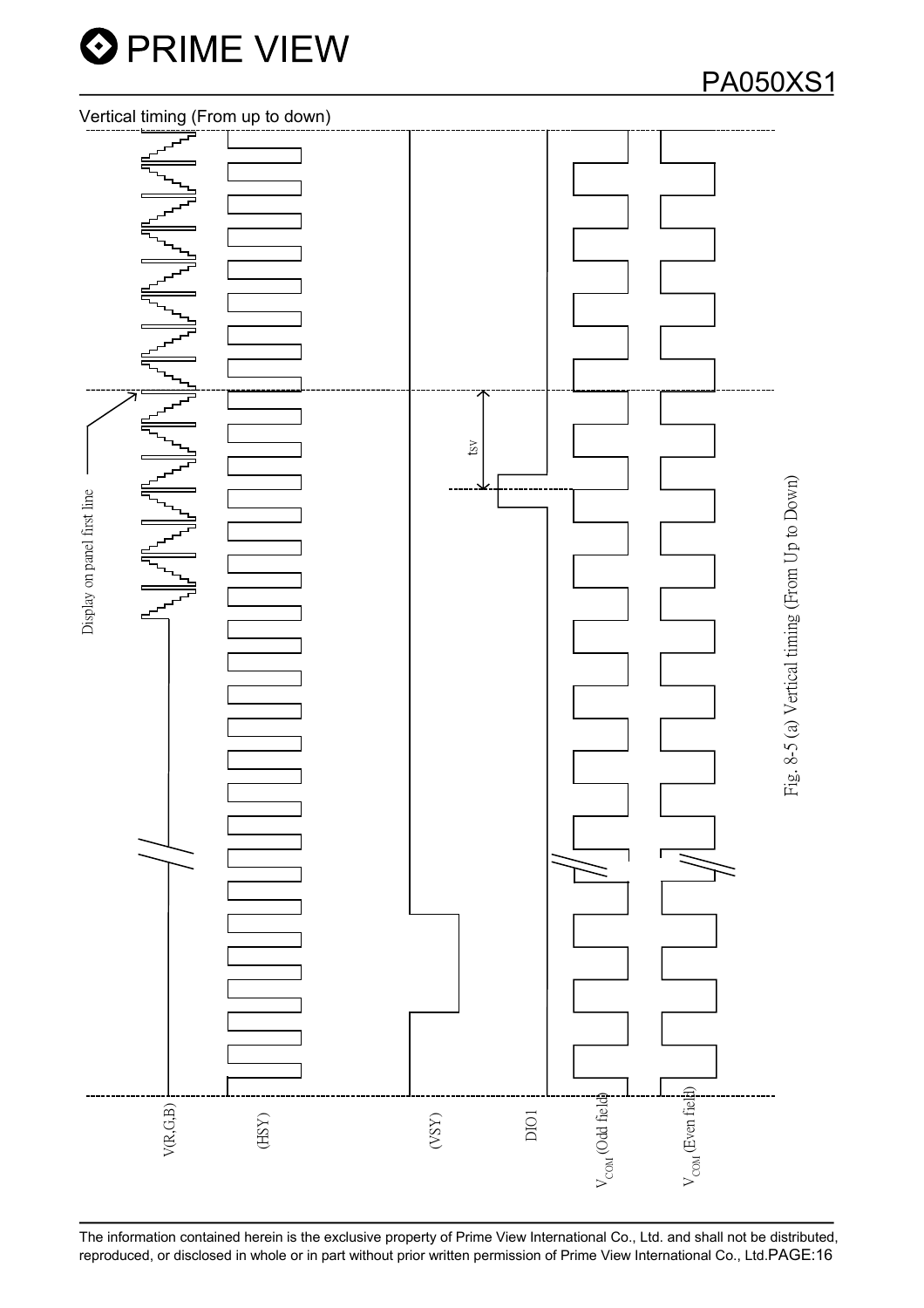Vertical timing (From up to down)

Display on panel first line

tsv

V(R,G,B)

(HSY)

(VSY)

DIO1

$V_{COM}$ (Odd field)

$V_{COM}$ (Even field)

Fig. 8-5 (a) Vertical timing (From Up to Down)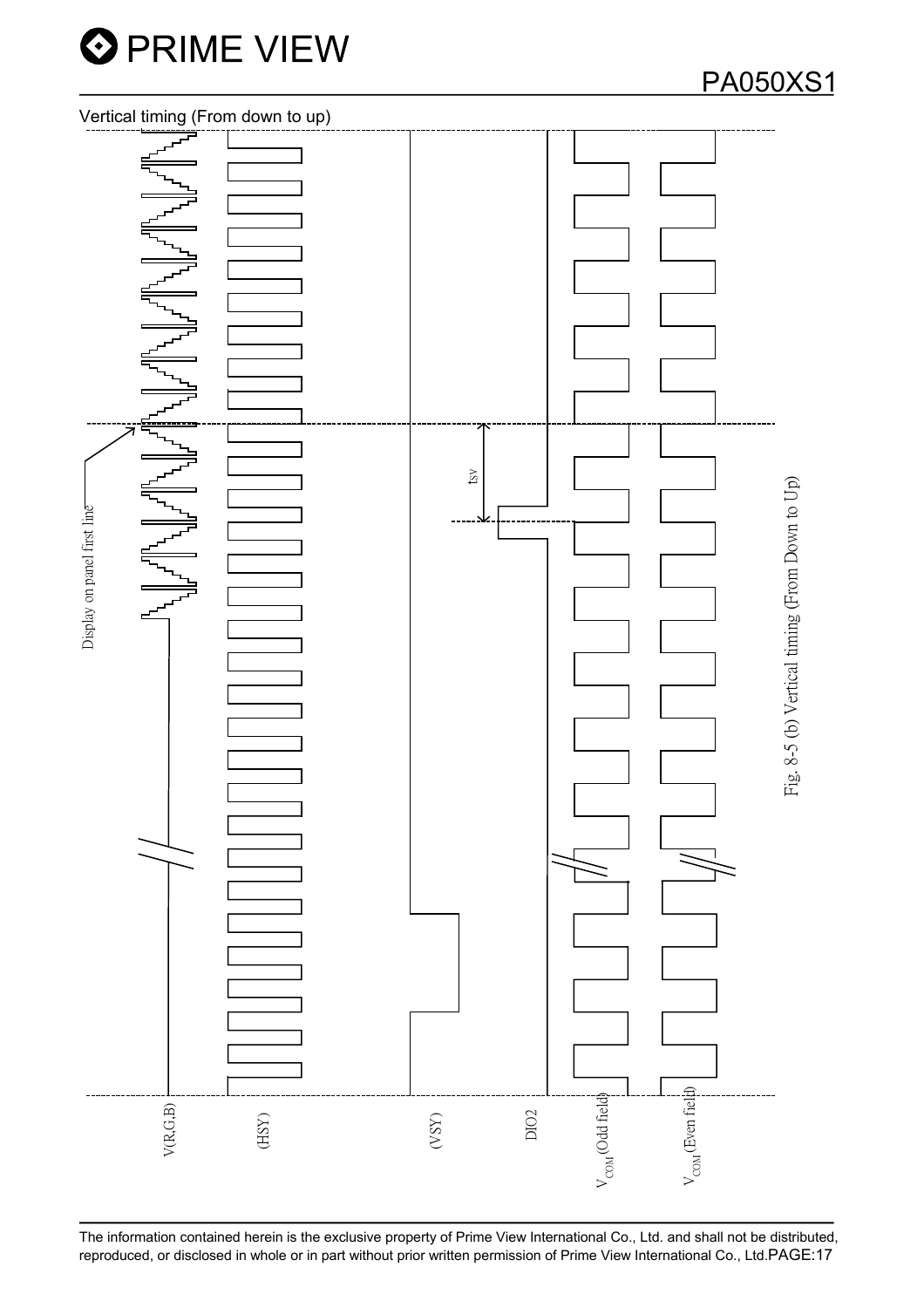Vertical timing (From down to up)

Display on panel first line

tsv

V(R,G,B)

(HSY)

(VSY)

DIO2

$V_{COM}$(Odd field)

$V_{COM}$(Even field)

Fig. 8-5 (b) Vertical timing (From Down to Up)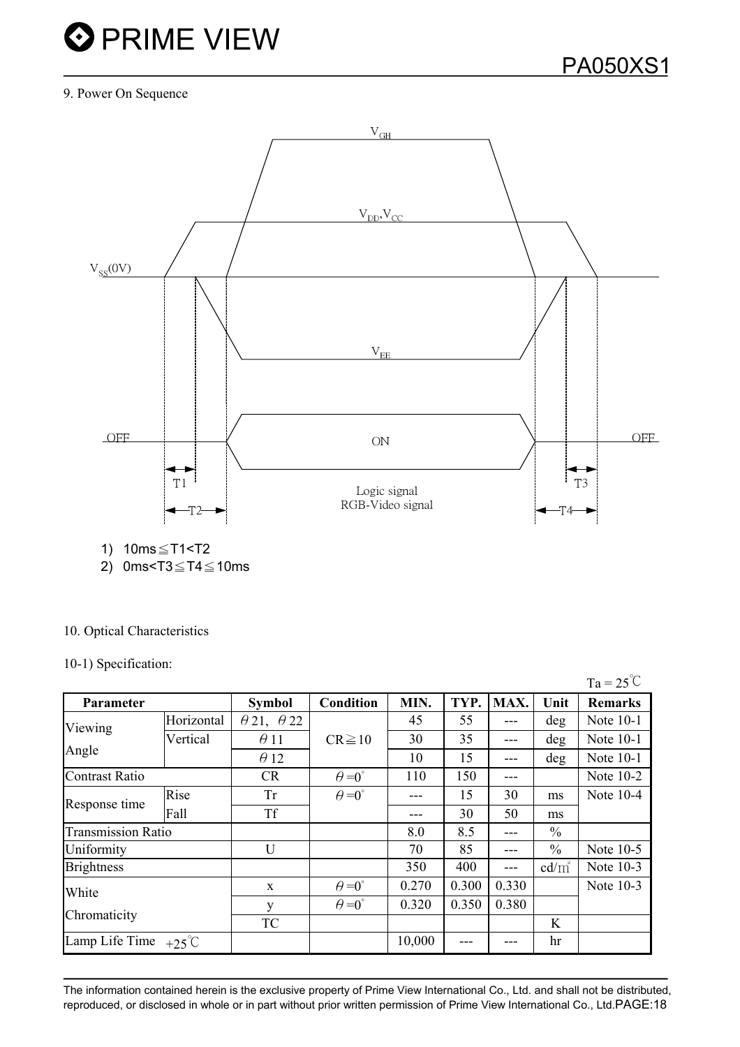## 9. Power On Sequence

1) 10ms≦T1<T2
2) 0ms<T3≦T4≦10ms

## 10. Optical Characteristics

### 10-1) Specification:

Ta = 25℃

| Parameter | | Symbol | Condition | MIN. | TYP. | MAX. | Unit | Remarks |
|---|---|---|---|---|---|---|---|---|
| Viewing Angle | Horizontal | θ21, θ22 | CR≧10 | 45 | 55 | --- | deg | Note 10-1 |
| | Vertical | θ11 | | 30 | 35 | --- | deg | Note 10-1 |
| | | θ12 | | 10 | 15 | --- | deg | Note 10-1 |
| Contrast Ratio | | CR | θ=0° | 110 | 150 | --- | | Note 10-2 |
| Response time | Rise | Tr | θ=0° | --- | 15 | 30 | ms | Note 10-4 |
| | Fall | Tf | | --- | 30 | 50 | ms | |
| Transmission Ratio | | | | 8.0 | 8.5 | --- | % | |
| Uniformity | | U | | 70 | 85 | --- | % | Note 10-5 |
| Brightness | | | | 350 | 400 | --- | cd/㎡ | Note 10-3 |
| White Chromaticity | | x | θ=0° | 0.270 | 0.300 | 0.330 | | Note 10-3 |
| | | y | θ=0° | 0.320 | 0.350 | 0.380 | | |
| | | TC | | | | | K | |
| Lamp Life Time +25℃ | | | | 10,000 | --- | --- | hr | |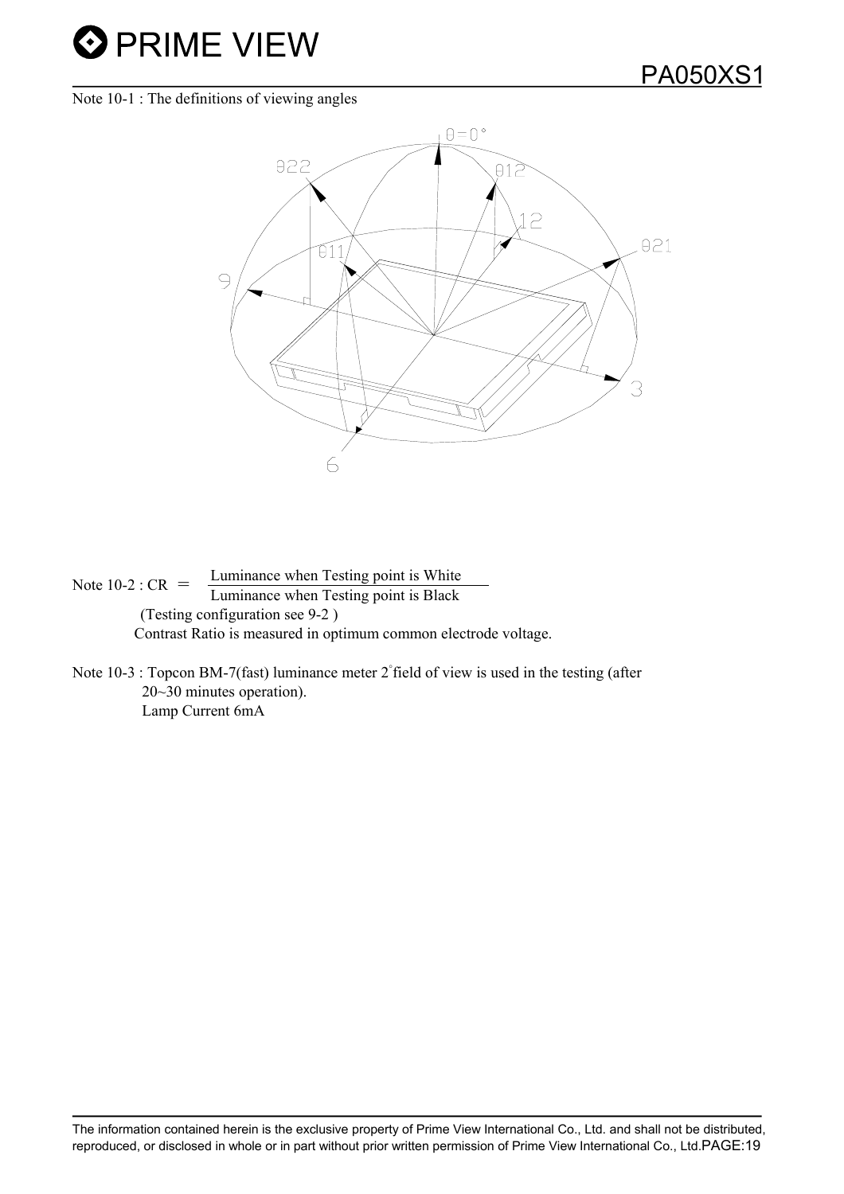Note 10-1 : The definitions of viewing angles

Note 10-2 : CR $= \dfrac{\text{Luminance when Testing point is White}}{\text{Luminance when Testing point is Black}}$

(Testing configuration see 9-2 )

Contrast Ratio is measured in optimum common electrode voltage.

Note 10-3 : Topcon BM-7(fast) luminance meter 2° field of view is used in the testing (after 20~30 minutes operation).

Lamp Current 6mA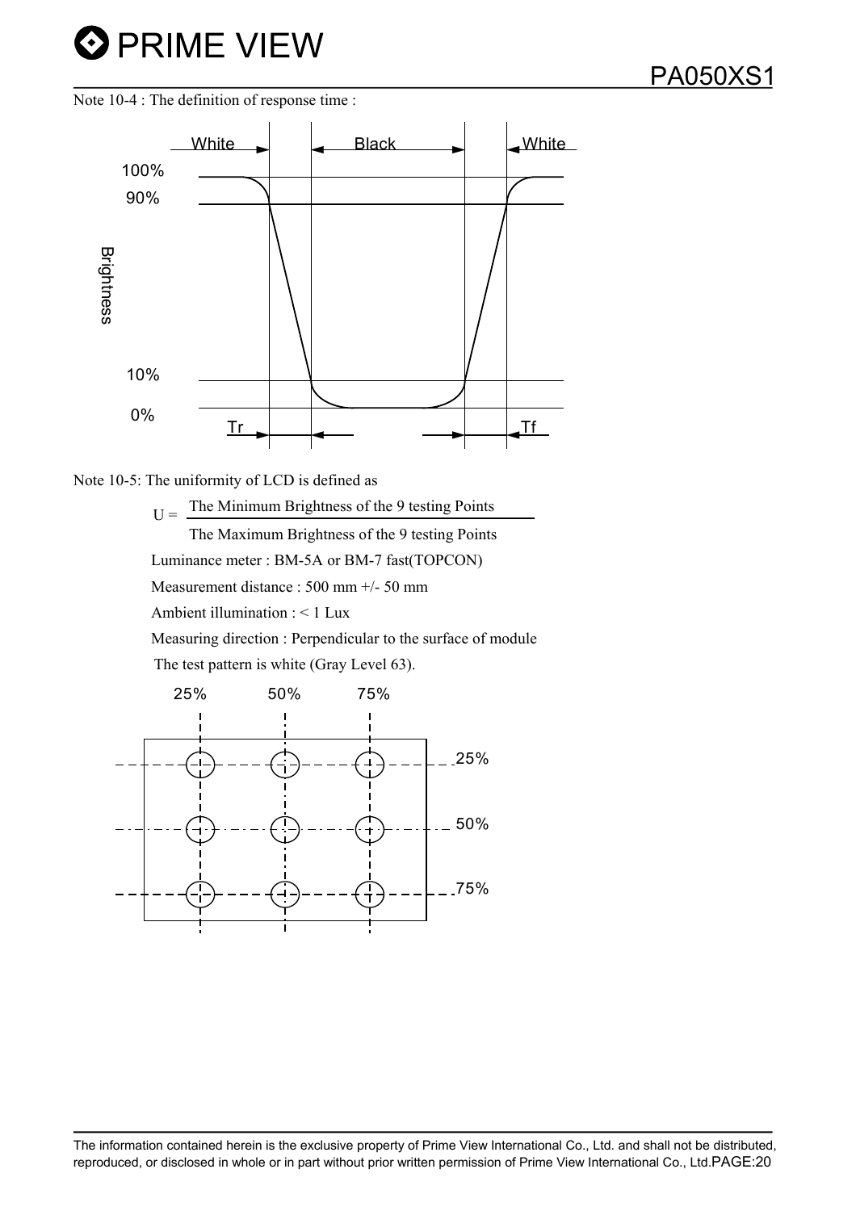Note 10-4 : The definition of response time :

Note 10-5: The uniformity of LCD is defined as

$$U = \frac{\text{The Minimum Brightness of the 9 testing Points}}{\text{The Maximum Brightness of the 9 testing Points}}$$

Luminance meter : BM-5A or BM-7 fast(TOPCON)

Measurement distance : 500 mm +/- 50 mm

Ambient illumination : < 1 Lux

Measuring direction : Perpendicular to the surface of module

The test pattern is white (Gray Level 63).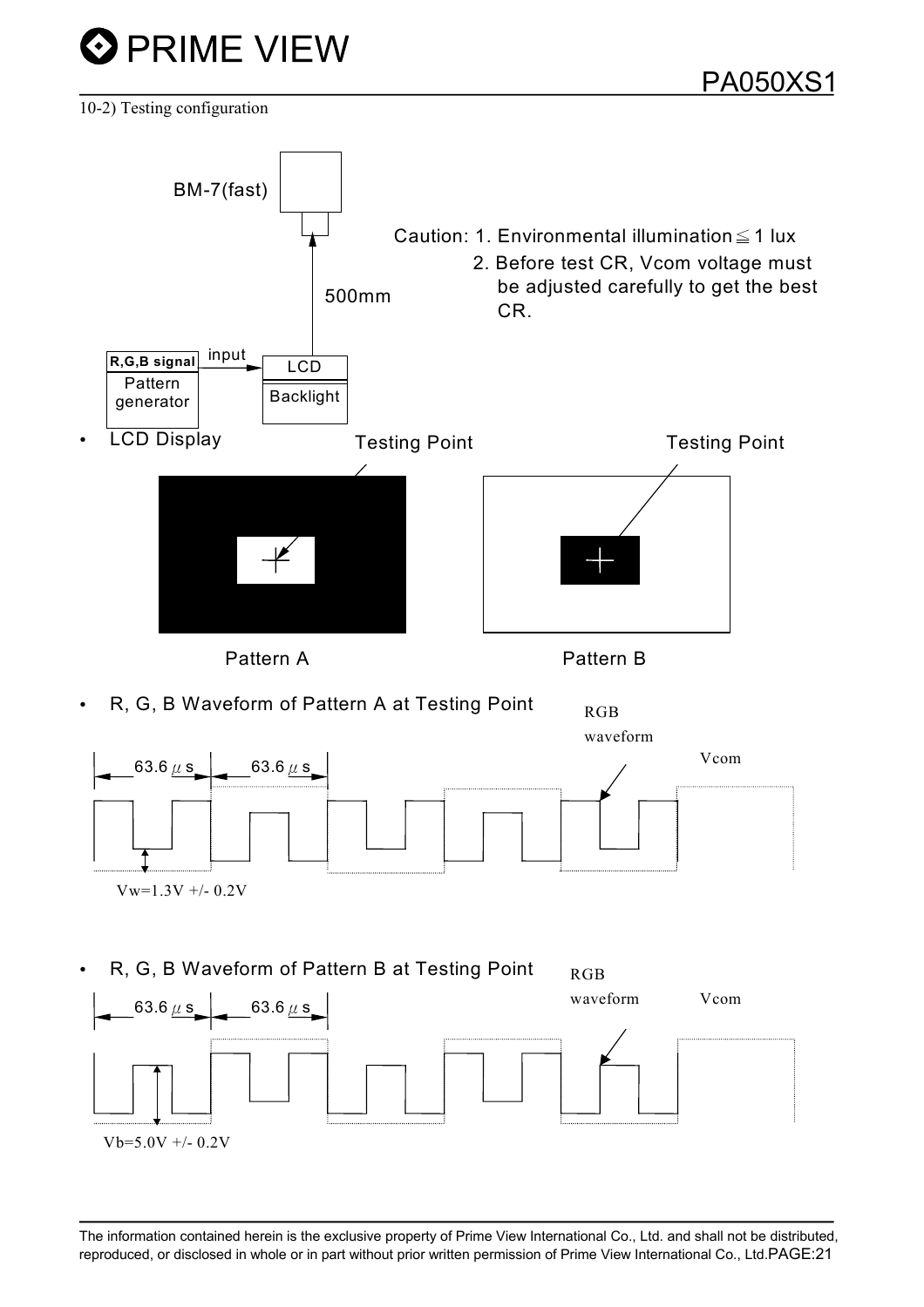10-2) Testing configuration

BM-7(fast)

500mm

R,G,B signal

Pattern generator

input

LCD

Backlight

Caution: 1. Environmental illumination ≦ 1 lux
2. Before test CR, Vcom voltage must be adjusted carefully to get the best CR.

- LCD Display

Testing Point

Testing Point

Pattern A

Pattern B

- R, G, B Waveform of Pattern A at Testing Point

63.6 μs | 63.6 μs

RGB waveform

Vcom

Vw=1.3V +/- 0.2V

- R, G, B Waveform of Pattern B at Testing Point

63.6 μs | 63.6 μs

RGB waveform

Vcom

Vb=5.0V +/- 0.2V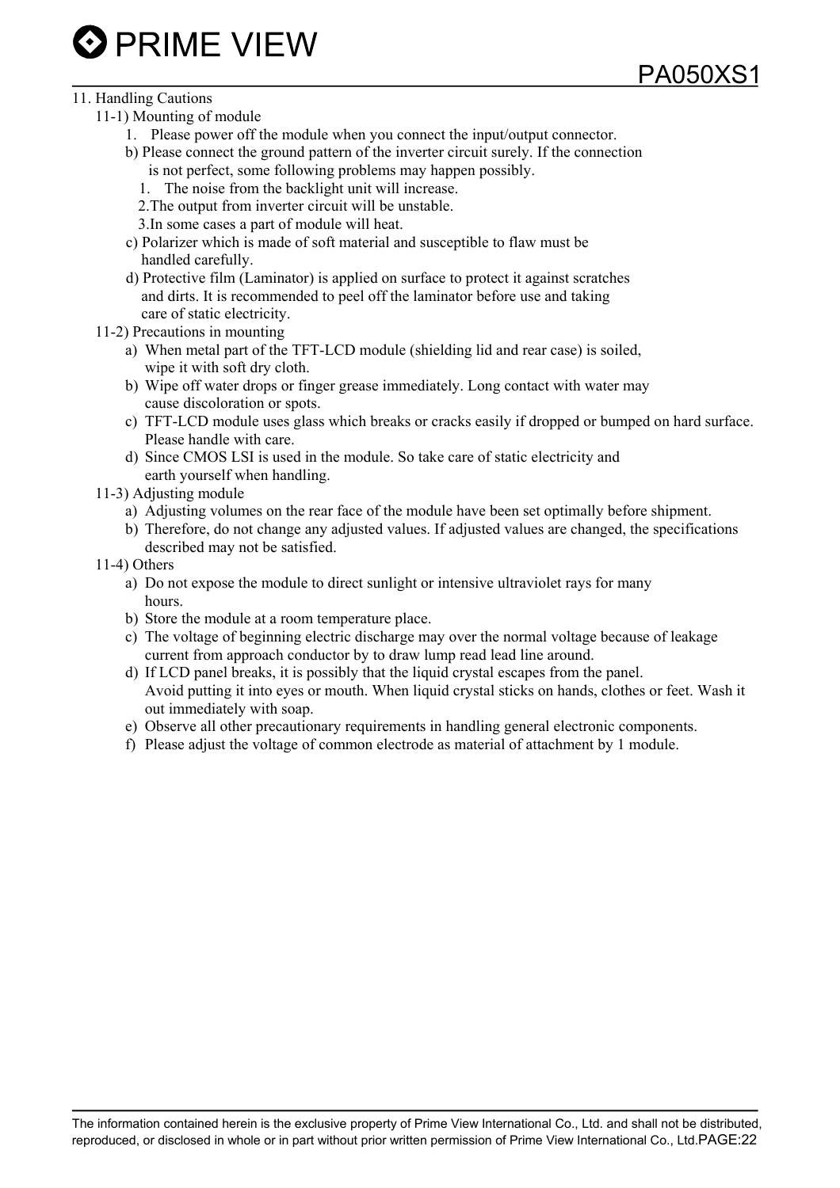## 11. Handling Cautions

### 11-1) Mounting of module

1. Please power off the module when you connect the input/output connector.

b) Please connect the ground pattern of the inverter circuit surely. If the connection is not perfect, some following problems may happen possibly.

1. The noise from the backlight unit will increase.
2. The output from inverter circuit will be unstable.
3. In some cases a part of module will heat.

c) Polarizer which is made of soft material and susceptible to flaw must be handled carefully.

d) Protective film (Laminator) is applied on surface to protect it against scratches and dirts. It is recommended to peel off the laminator before use and taking care of static electricity.

### 11-2) Precautions in mounting

a) When metal part of the TFT-LCD module (shielding lid and rear case) is soiled, wipe it with soft dry cloth.

b) Wipe off water drops or finger grease immediately. Long contact with water may cause discoloration or spots.

c) TFT-LCD module uses glass which breaks or cracks easily if dropped or bumped on hard surface. Please handle with care.

d) Since CMOS LSI is used in the module. So take care of static electricity and earth yourself when handling.

### 11-3) Adjusting module

a) Adjusting volumes on the rear face of the module have been set optimally before shipment.

b) Therefore, do not change any adjusted values. If adjusted values are changed, the specifications described may not be satisfied.

### 11-4) Others

a) Do not expose the module to direct sunlight or intensive ultraviolet rays for many hours.

b) Store the module at a room temperature place.

c) The voltage of beginning electric discharge may over the normal voltage because of leakage current from approach conductor by to draw lump read lead line around.

d) If LCD panel breaks, it is possibly that the liquid crystal escapes from the panel. Avoid putting it into eyes or mouth. When liquid crystal sticks on hands, clothes or feet. Wash it out immediately with soap.

e) Observe all other precautionary requirements in handling general electronic components.

f) Please adjust the voltage of common electrode as material of attachment by 1 module.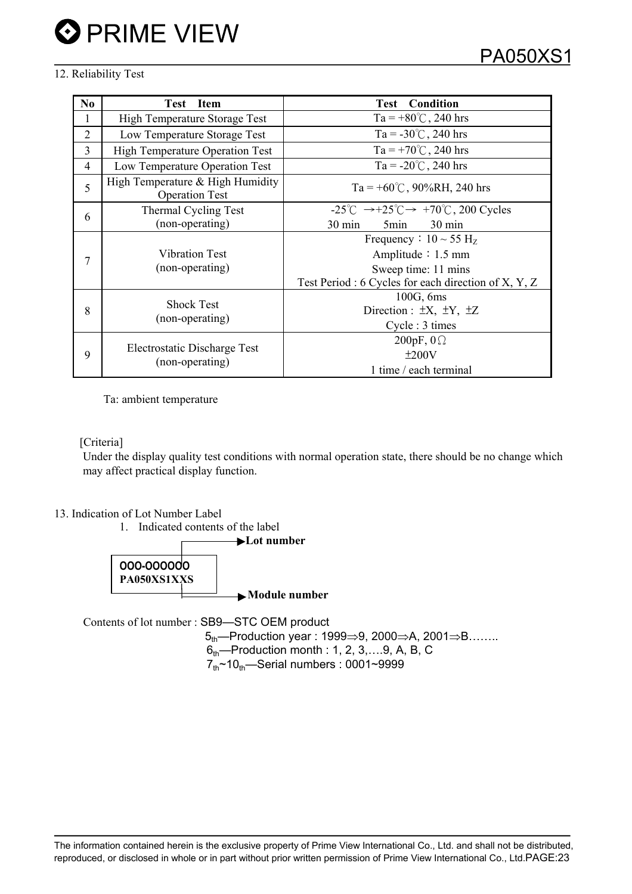## 12. Reliability Test

| No | Test Item | Test Condition |
|---|---|---|
| 1 | High Temperature Storage Test | Ta = +80℃, 240 hrs |
| 2 | Low Temperature Storage Test | Ta = -30℃, 240 hrs |
| 3 | High Temperature Operation Test | Ta = +70℃, 240 hrs |
| 4 | Low Temperature Operation Test | Ta = -20℃, 240 hrs |
| 5 | High Temperature & High Humidity Operation Test | Ta = +60℃, 90%RH, 240 hrs |
| 6 | Thermal Cycling Test (non-operating) | -25℃ →+25℃→ +70℃, 200 Cycles<br>30 min 5min 30 min |
| 7 | Vibration Test (non-operating) | Frequency：10 ~ 55 $H_Z$<br>Amplitude：1.5 mm<br>Sweep time: 11 mins<br>Test Period : 6 Cycles for each direction of X, Y, Z |
| 8 | Shock Test (non-operating) | 100G, 6ms<br>Direction : ±X, ±Y, ±Z<br>Cycle : 3 times |
| 9 | Electrostatic Discharge Test (non-operating) | 200pF, 0Ω<br>±200V<br>1 time / each terminal |

Ta: ambient temperature

[Criteria]

Under the display quality test conditions with normal operation state, there should be no change which may affect practical display function.

## 13. Indication of Lot Number Label

1. Indicated contents of the label

```
000-000000   → Lot number
PA050XS1XXS  → Module number
```

Contents of lot number : SB9—STC OEM product

$5_{th}$—Production year : 1999⇒9, 2000⇒A, 2001⇒B……..

$6_{th}$—Production month : 1, 2, 3,….9, A, B, C

$7_{th}$~$10_{th}$—Serial numbers : 0001~9999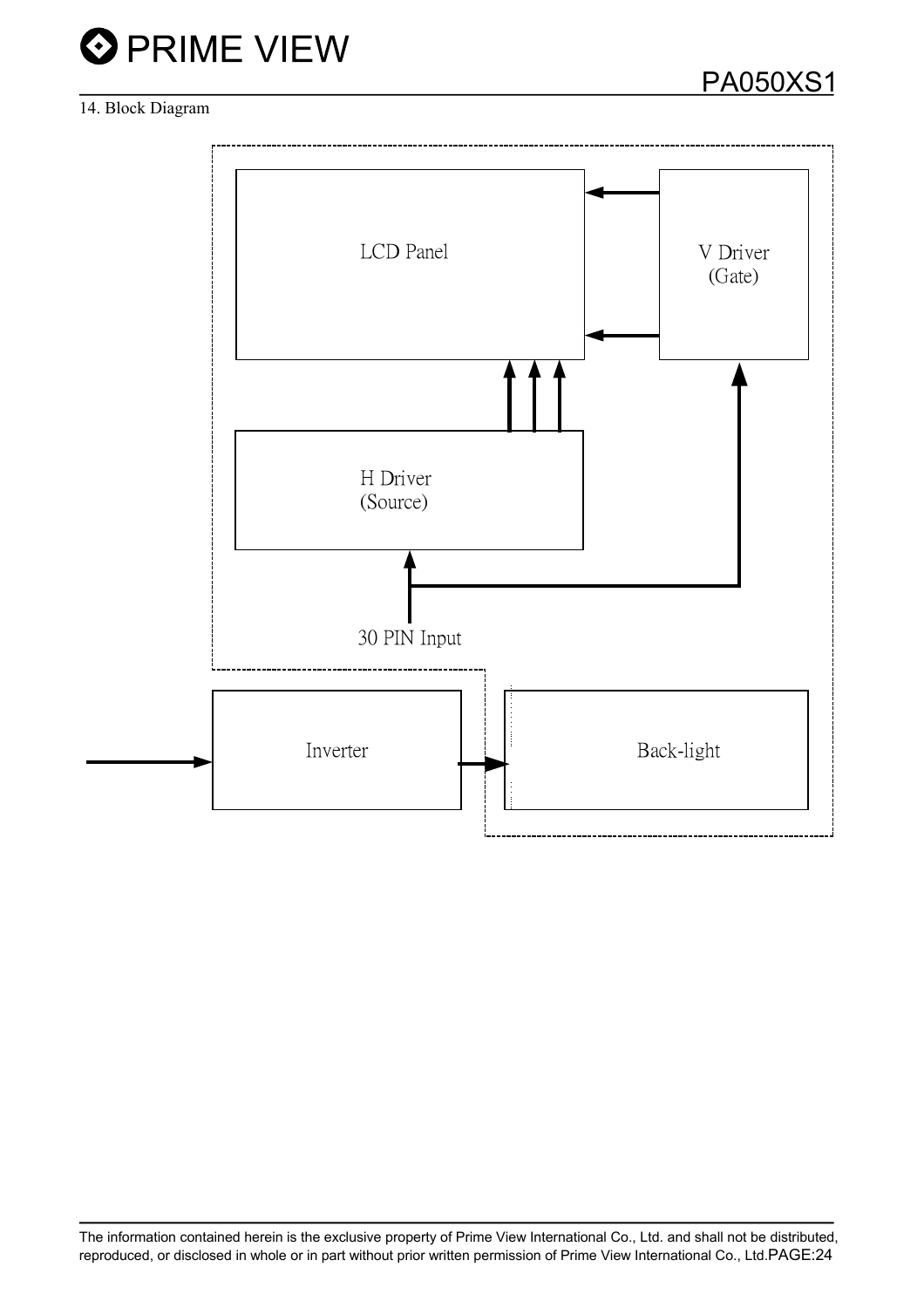14. Block Diagram

LCD Panel

V Driver
(Gate)

H Driver
(Source)

30 PIN Input

Inverter

Back-light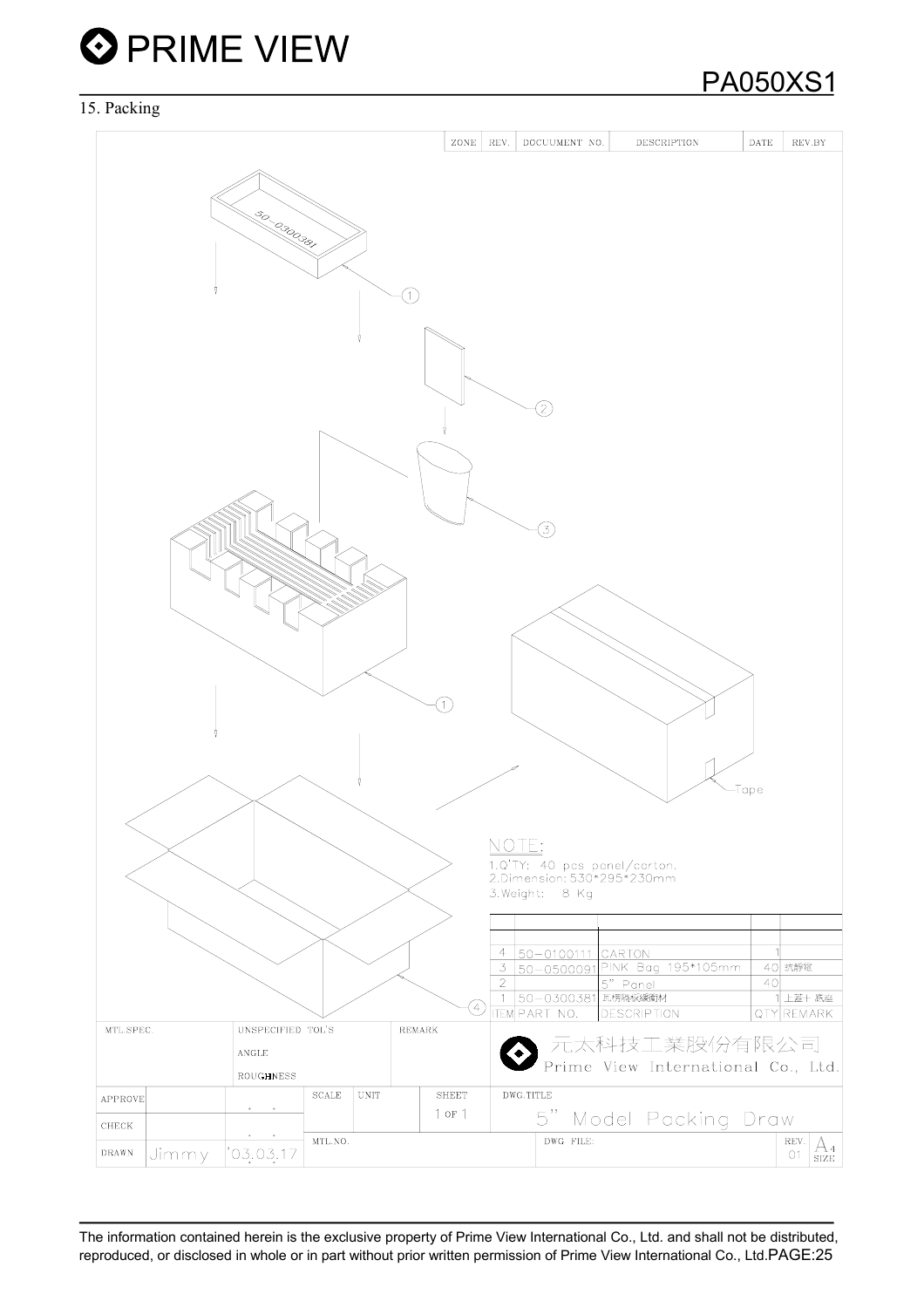## 15. Packing

| ZONE | REV. | DOCUUMENT NO. | DESCRIPTION | DATE | REV.BY |
|---|---|---|---|---|---|
| | | | | | |

50-0300381

①

②

③

①

Tape

④

NOTE:
1.Q'TY: 40 pcs panel/carton.
2.Dimension: 530*295*230mm
3.Weight: 8 Kg

| ITEM | PART NO. | DESCRIPTION | QTY | REMARK |
|---|---|---|---|---|
| 4 | 50-0100111 | CARTON | 1 | |
| 3 | 50-0500091 | PINK Bag 195*105mm | 40 | 抗靜電 |
| 2 | | 5" Panel | 40 | |
| 1 | 50-0300381 | 瓦楞商板緩衝材 | 1 | 上蓋十 底座 |

| MTL.SPEC. | UNSPECIFIED TOL'S | REMARK | |
|---|---|---|---|
| | ANGLE | | 元太科技工業股份有限公司 |
| | ROUGHNESS | | Prime View International Co., Ltd. |

| APPROVE | | | SCALE | UNIT | SHEET | DWG.TITLE |
|---|---|---|---|---|---|---|
| CHECK | | | | | 1 OF 1 | 5" Model Packing Draw |
| DRAWN | Jimmy | '03.03.17 | MTL.NO. | | | DWG FILE: REV. 01 A4 SIZE |

The information contained herein is the exclusive property of Prime View International Co., Ltd. and shall not be distributed, reproduced, or disclosed in whole or in part without prior written permission of Prime View International Co., Ltd.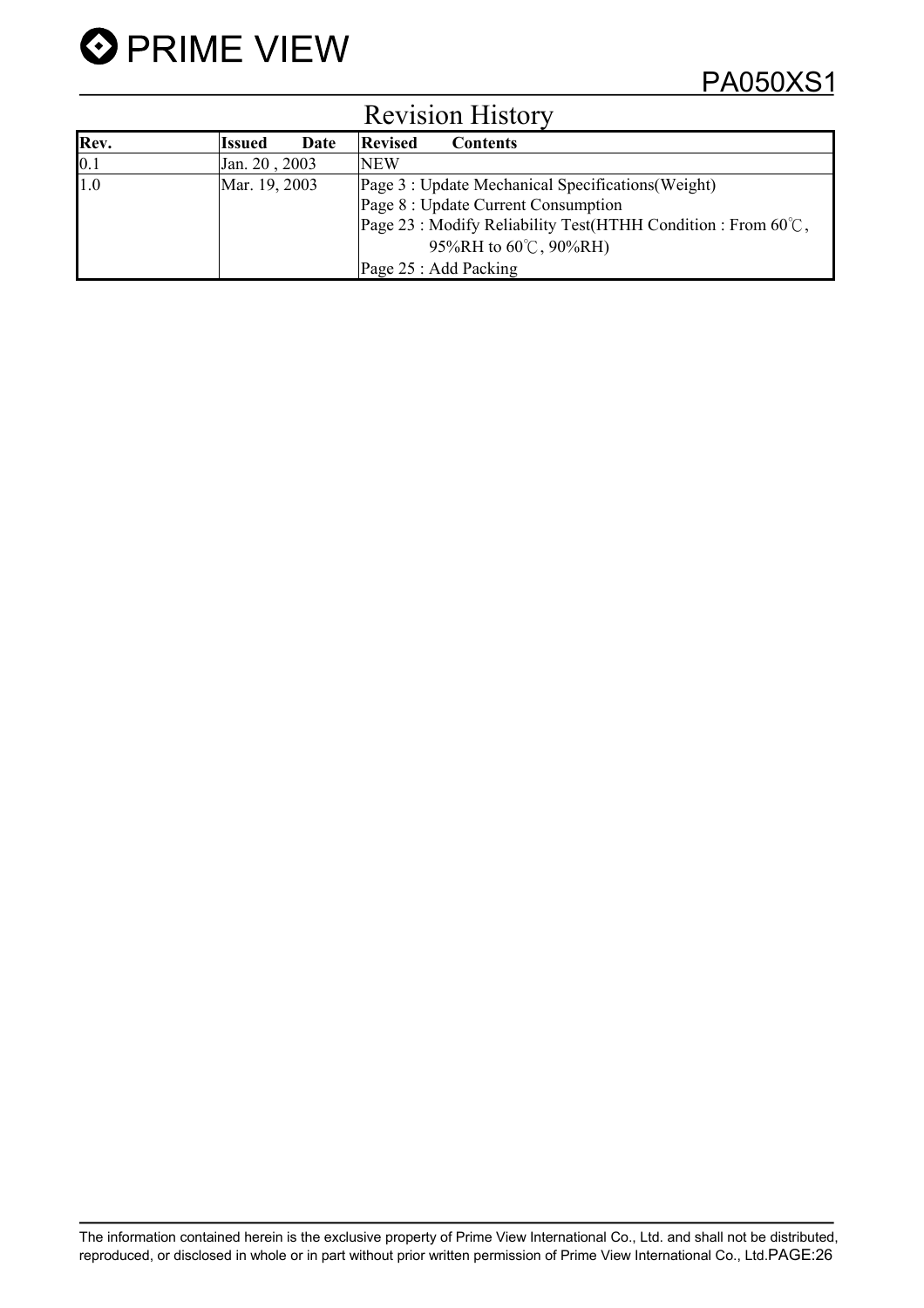# Revision History

| Rev. | Issued Date | Revised Contents |
|---|---|---|
| 0.1 | Jan. 20 , 2003 | NEW |
| 1.0 | Mar. 19, 2003 | Page 3 : Update Mechanical Specifications(Weight)<br>Page 8 : Update Current Consumption<br>Page 23 : Modify Reliability Test(HTHH Condition : From 60℃, 95%RH to 60℃, 90%RH)<br>Page 25 : Add Packing |